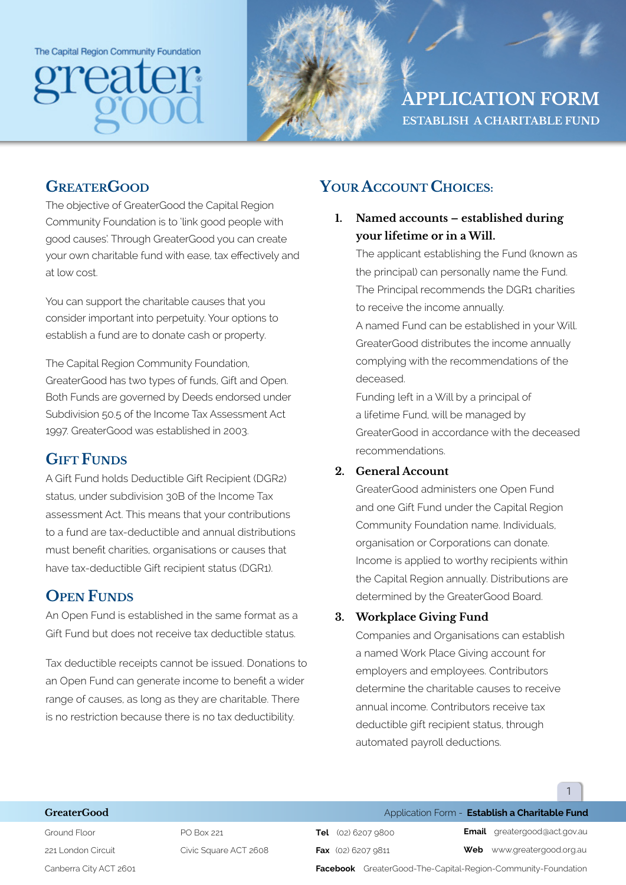The Capital Region Community Foundation

# greater good

# APPLICATION FORM

## ESTABLISH A CHARITABLE FUND

## GreaterGood

The objective of GreaterGood the Capital Region Community Foundation is to 'link good people with good causes'. Through GreaterGood you can create your own charitable fund with ease, tax effectively and at low cost.

You can support the charitable causes that you consider important into perpetuity. Your options to establish a fund are to donate cash or property.

The Capital Region Community Foundation, GreaterGood has two types of funds, Gift and Open. Both Funds are governed by Deeds endorsed under Subdivision 50.5 of the Income Tax Assessment Act 1997. GreaterGood was established in 2003.

## Gift Funds

A Gift Fund holds Deductible Gift Recipient (DGR2) status, under subdivision 30B of the Income Tax assessment Act. This means that your contributions to a fund are tax-deductible and annual distributions must benefit charities, organisations or causes that have tax-deductible Gift recipient status (DGR1).

## Open Funds

An Open Fund is established in the same format as a Gift Fund but does not receive tax deductible status.

Tax deductible receipts cannot be issued. Donations to an Open Fund can generate income to benefit a wider range of causes, as long as they are charitable. There is no restriction because there is no tax deductibility.

## Your Account Choices:

1. **Named accounts – established during your lifetime or in a Will.**
   The applicant establishing the Fund (known as the principal) can personally name the Fund. The Principal recommends the DGR1 charities to receive the income annually.
   A named Fund can be established in your Will. GreaterGood distributes the income annually complying with the recommendations of the deceased.
   Funding left in a Will by a principal of a lifetime Fund, will be managed by GreaterGood in accordance with the deceased recommendations.

2. **General Account**
   GreaterGood administers one Open Fund and one Gift Fund under the Capital Region Community Foundation name. Individuals, organisation or Corporations can donate. Income is applied to worthy recipients within the Capital Region annually. Distributions are determined by the GreaterGood Board.

3. **Workplace Giving Fund**
   Companies and Organisations can establish a named Work Place Giving account for employers and employees. Contributors determine the charitable causes to receive annual income. Contributors receive tax deductible gift recipient status, through automated payroll deductions.

**GreaterGood**

Ground Floor
221 London Circuit
Canberra City ACT 2601

PO Box 221
Civic Square ACT 2608

**Tel** (02) 6207 9800
**Fax** (02) 6207 9811
**Facebook** GreaterGood-The-Capital-Region-Community-Foundation

**Email** greatergood@act.gov.au
**Web** www.greatergood.org.au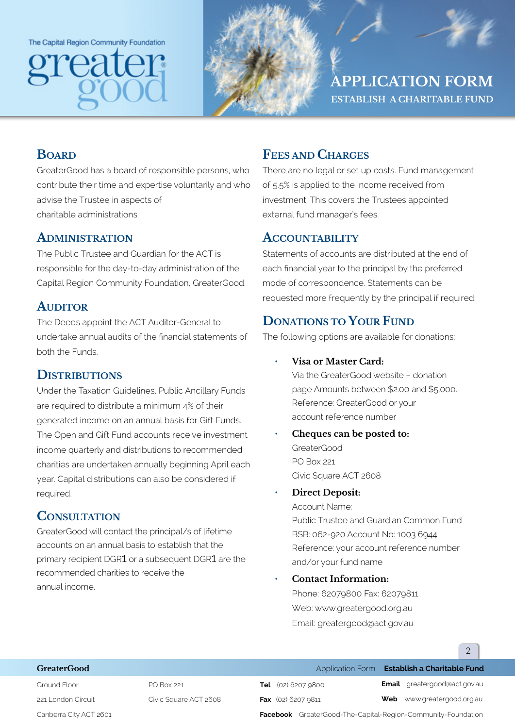The Capital Region Community Foundation

greater good

# APPLICATION FORM

## ESTABLISH A CHARITABLE FUND

## Board

GreaterGood has a board of responsible persons, who contribute their time and expertise voluntarily and who advise the Trustee in aspects of charitable administrations.

## Administration

The Public Trustee and Guardian for the ACT is responsible for the day-to-day administration of the Capital Region Community Foundation, GreaterGood.

## Auditor

The Deeds appoint the ACT Auditor-General to undertake annual audits of the financial statements of both the Funds.

## Distributions

Under the Taxation Guidelines, Public Ancillary Funds are required to distribute a minimum 4% of their generated income on an annual basis for Gift Funds. The Open and Gift Fund accounts receive investment income quarterly and distributions to recommended charities are undertaken annually beginning April each year. Capital distributions can also be considered if required.

## Consultation

GreaterGood will contact the principal/s of lifetime accounts on an annual basis to establish that the primary recipient DGR1 or a subsequent DGR1 are the recommended charities to receive the annual income.

## Fees and Charges

There are no legal or set up costs. Fund management of 5.5% is applied to the income received from investment. This covers the Trustees appointed external fund manager's fees.

## Accountability

Statements of accounts are distributed at the end of each financial year to the principal by the preferred mode of correspondence. Statements can be requested more frequently by the principal if required.

## Donations to Your Fund

The following options are available for donations:

- **Visa or Master Card:**
  Via the GreaterGood website – donation page Amounts between $2.00 and $5,000.
  Reference: GreaterGood or your account reference number
- **Cheques can be posted to:**
  GreaterGood
  PO Box 221
  Civic Square ACT 2608
- **Direct Deposit:**
  Account Name:
  Public Trustee and Guardian Common Fund
  BSB: 062-920 Account No: 1003 6944
  Reference: your account reference number and/or your fund name
- **Contact Information:**
  Phone: 62079800 Fax: 62079811
  Web: www.greatergood.org.au
  Email: greatergood@act.gov.au

**GreaterGood**

Ground Floor
221 London Circuit
Canberra City ACT 2601

PO Box 221
Civic Square ACT 2608

**Tel** (02) 6207 9800
**Fax** (02) 6207 9811
**Facebook** GreaterGood-The-Capital-Region-Community-Foundation

**Email** greatergood@act.gov.au
**Web** www.greatergood.org.au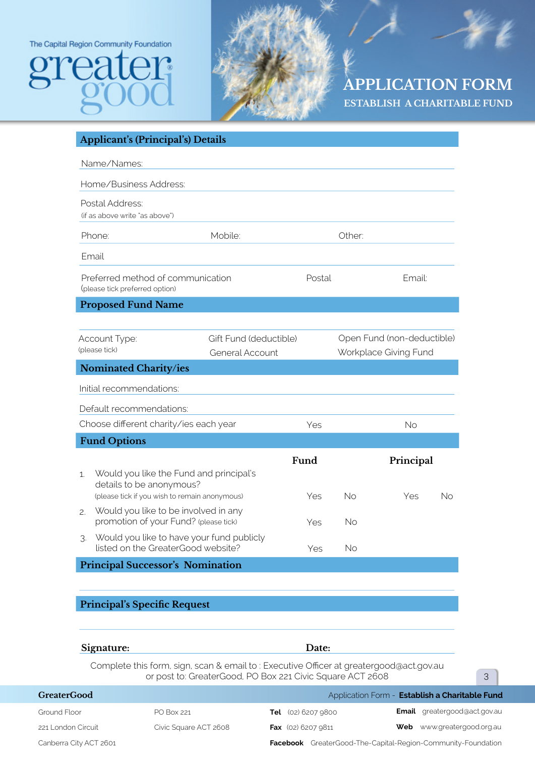The Capital Region Community Foundation

# greater good

## APPLICATION FORM

### ESTABLISH A CHARITABLE FUND

## Applicant's (Principal's) Details

Name/Names:

Home/Business Address:

Postal Address:
(if as above write "as above")

Phone: Mobile: Other:

Email

Preferred method of communication (please tick preferred option) Postal Email:

## Proposed Fund Name

Account Type: (please tick) Gift Fund (deductible) Open Fund (non-deductible)
General Account Workplace Giving Fund

## Nominated Charity/ies

Initial recommendations:

Default recommendations:

Choose different charity/ies each year Yes No

## Fund Options

| | Fund | | Principal | |
|---|---|---|---|---|
| 1. Would you like the Fund and principal's details to be anonymous? (please tick if you wish to remain anonymous) | Yes | No | Yes | No |
| 2. Would you like to be involved in any promotion of your Fund? (please tick) | Yes | No | | |
| 3. Would you like to have your fund publicly listed on the GreaterGood website? | Yes | No | | |

## Principal Successor's Nomination

## Principal's Specific Request

**Signature:** **Date:**

Complete this form, sign, scan & email to : Executive Officer at greatergood@act.gov.au
or post to: GreaterGood, PO Box 221 Civic Square ACT 2608

**GreaterGood**

Application Form - **Establish a Charitable Fund**

Ground Floor
221 London Circuit
Canberra City ACT 2601

PO Box 221
Civic Square ACT 2608

**Tel** (02) 6207 9800
**Fax** (02) 6207 9811
**Facebook** GreaterGood-The-Capital-Region-Community-Foundation

**Email** greatergood@act.gov.au
**Web** www.greatergood.org.au